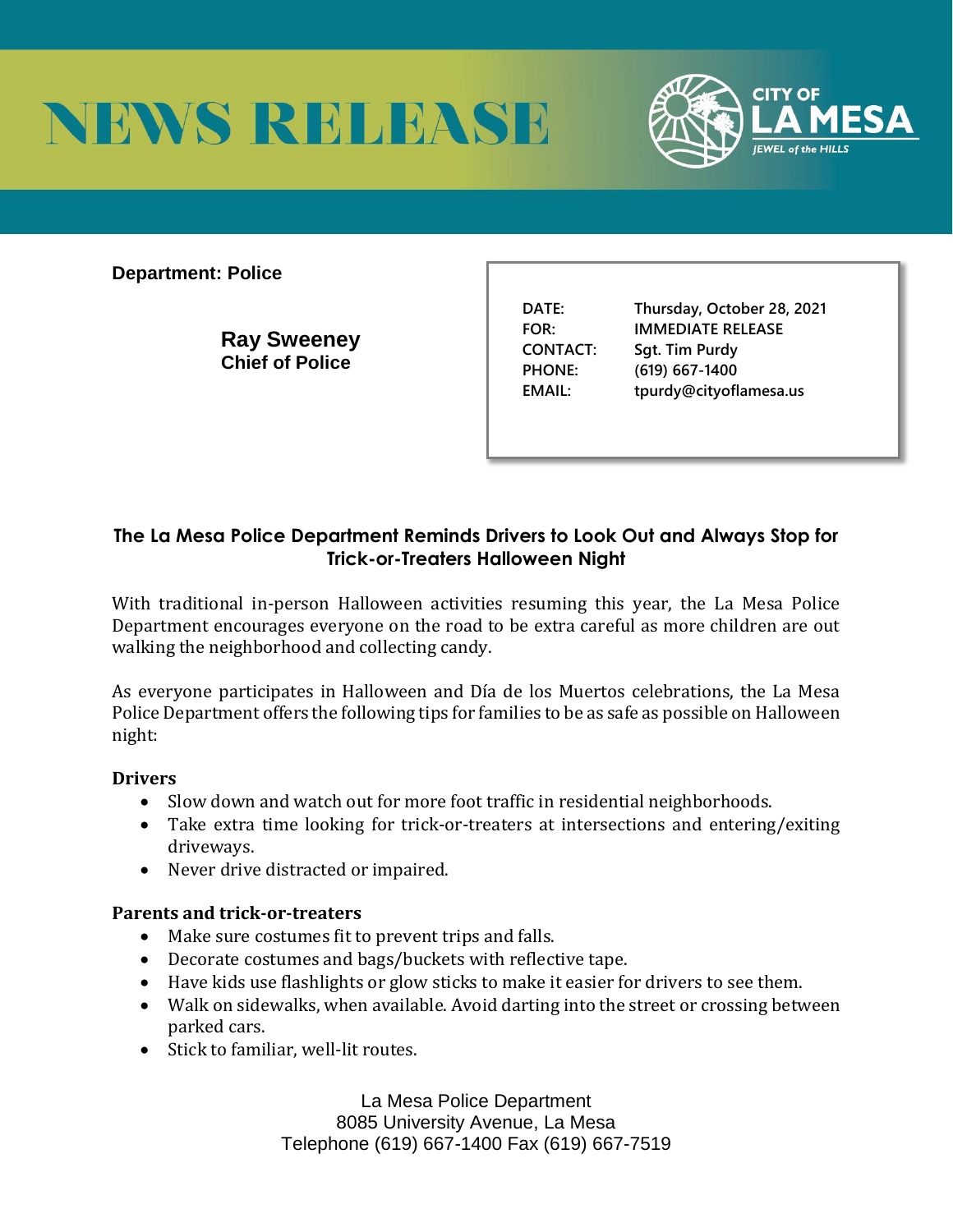# NEWS RELEASE

CITY OF LA MESA
*JEWEL of the HILLS*

**Department: Police**

**Ray Sweeney**
**Chief of Police**

| | |
|---|---|
| DATE: | Thursday, October 28, 2021 |
| FOR: | IMMEDIATE RELEASE |
| CONTACT: | Sgt. Tim Purdy |
| PHONE: | (619) 667-1400 |
| EMAIL: | tpurdy@cityoflamesa.us |

## The La Mesa Police Department Reminds Drivers to Look Out and Always Stop for Trick-or-Treaters Halloween Night

With traditional in-person Halloween activities resuming this year, the La Mesa Police Department encourages everyone on the road to be extra careful as more children are out walking the neighborhood and collecting candy.

As everyone participates in Halloween and Día de los Muertos celebrations, the La Mesa Police Department offers the following tips for families to be as safe as possible on Halloween night:

**Drivers**

- Slow down and watch out for more foot traffic in residential neighborhoods.
- Take extra time looking for trick-or-treaters at intersections and entering/exiting driveways.
- Never drive distracted or impaired.

**Parents and trick-or-treaters**

- Make sure costumes fit to prevent trips and falls.
- Decorate costumes and bags/buckets with reflective tape.
- Have kids use flashlights or glow sticks to make it easier for drivers to see them.
- Walk on sidewalks, when available. Avoid darting into the street or crossing between parked cars.
- Stick to familiar, well-lit routes.

La Mesa Police Department
8085 University Avenue, La Mesa
Telephone (619) 667-1400 Fax (619) 667-7519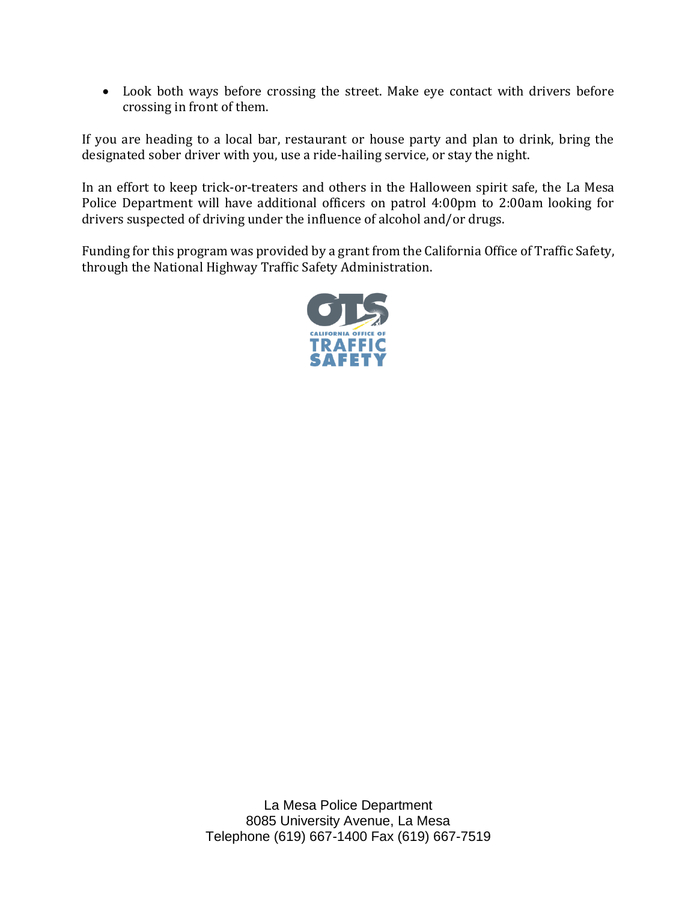- Look both ways before crossing the street. Make eye contact with drivers before crossing in front of them.

If you are heading to a local bar, restaurant or house party and plan to drink, bring the designated sober driver with you, use a ride-hailing service, or stay the night.

In an effort to keep trick-or-treaters and others in the Halloween spirit safe, the La Mesa Police Department will have additional officers on patrol 4:00pm to 2:00am looking for drivers suspected of driving under the influence of alcohol and/or drugs.

Funding for this program was provided by a grant from the California Office of Traffic Safety, through the National Highway Traffic Safety Administration.

La Mesa Police Department
8085 University Avenue, La Mesa
Telephone (619) 667-1400 Fax (619) 667-7519